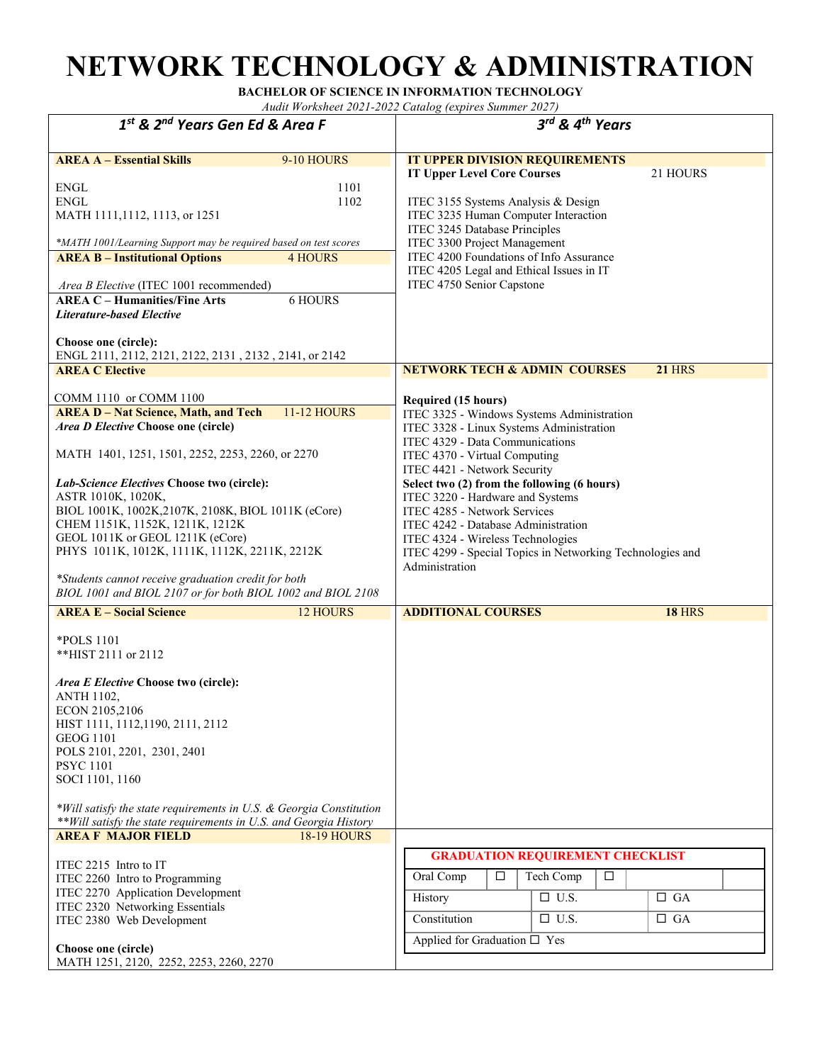# NETWORK TECHNOLOGY & ADMINISTRATION

**BACHELOR OF SCIENCE IN INFORMATION TECHNOLOGY**

*Audit Worksheet 2021-2022 Catalog (expires Summer 2027)*

## 1st & 2nd Years Gen Ed & Area F

**AREA A – Essential Skills** 9-10 HOURS

ENGL 1101
ENGL 1102
MATH 1111,1112, 1113, or 1251

*\*MATH 1001/Learning Support may be required based on test scores*

**AREA B – Institutional Options** 4 HOURS

*Area B Elective* (ITEC 1001 recommended)

**AREA C – Humanities/Fine Arts** 6 HOURS

***Literature-based Elective***

**Choose one (circle):**
ENGL 2111, 2112, 2121, 2122, 2131 , 2132 , 2141, or 2142

**AREA C Elective**

COMM 1110 or COMM 1100

**AREA D – Nat Science, Math, and Tech** 11-12 HOURS

***Area D Elective*** **Choose one (circle)**

MATH 1401, 1251, 1501, 2252, 2253, 2260, or 2270

***Lab-Science Electives*** **Choose two (circle):**
ASTR 1010K, 1020K,
BIOL 1001K, 1002K,2107K, 2108K, BIOL 1011K (eCore)
CHEM 1151K, 1152K, 1211K, 1212K
GEOL 1011K or GEOL 1211K (eCore)
PHYS 1011K, 1012K, 1111K, 1112K, 2211K, 2212K

*\*Students cannot receive graduation credit for both BIOL 1001 and BIOL 2107 or for both BIOL 1002 and BIOL 2108*

**AREA E – Social Science** 12 HOURS

\*POLS 1101
\*\*HIST 2111 or 2112

***Area E Elective*** **Choose two (circle):**
ANTH 1102,
ECON 2105,2106
HIST 1111, 1112,1190, 2111, 2112
GEOG 1101
POLS 2101, 2201, 2301, 2401
PSYC 1101
SOCI 1101, 1160

*\*Will satisfy the state requirements in U.S. & Georgia Constitution*
*\*\*Will satisfy the state requirements in U.S. and Georgia History*

**AREA F MAJOR FIELD** 18-19 HOURS

ITEC 2215 Intro to IT
ITEC 2260 Intro to Programming
ITEC 2270 Application Development
ITEC 2320 Networking Essentials
ITEC 2380 Web Development

**Choose one (circle)**
MATH 1251, 2120, 2252, 2253, 2260, 2270

## 3rd & 4th Years

**IT UPPER DIVISION REQUIREMENTS**

**IT Upper Level Core Courses** 21 HOURS

ITEC 3155 Systems Analysis & Design
ITEC 3235 Human Computer Interaction
ITEC 3245 Database Principles
ITEC 3300 Project Management
ITEC 4200 Foundations of Info Assurance
ITEC 4205 Legal and Ethical Issues in IT
ITEC 4750 Senior Capstone

**NETWORK TECH & ADMIN COURSES** **21** HRS

**Required (15 hours)**
ITEC 3325 - Windows Systems Administration
ITEC 3328 - Linux Systems Administration
ITEC 4329 - Data Communications
ITEC 4370 - Virtual Computing
ITEC 4421 - Network Security

**Select two (2) from the following (6 hours)**
ITEC 3220 - Hardware and Systems
ITEC 4285 - Network Services
ITEC 4242 - Database Administration
ITEC 4324 - Wireless Technologies
ITEC 4299 - Special Topics in Networking Technologies and Administration

**ADDITIONAL COURSES** **18** HRS

**GRADUATION REQUIREMENT CHECKLIST**

| Oral Comp | ☐ | Tech Comp | ☐ |
|---|---|---|---|
| History | ☐ U.S. | ☐ GA | |
| Constitution | ☐ U.S. | ☐ GA | |
| Applied for Graduation ☐ Yes | | | |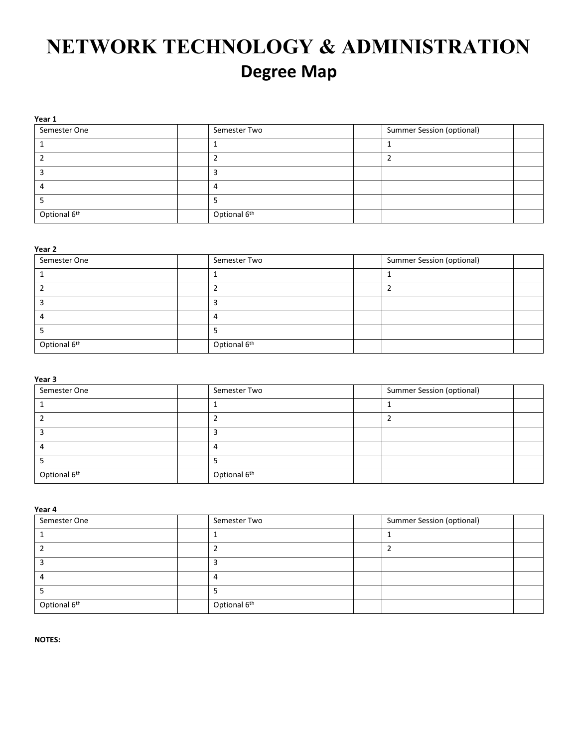# NETWORK TECHNOLOGY & ADMINISTRATION

## Degree Map

**Year 1**

| Semester One | | Semester Two | | Summer Session (optional) | |
|---|---|---|---|---|---|
| 1 | | 1 | | 1 | |
| 2 | | 2 | | 2 | |
| 3 | | 3 | | | |
| 4 | | 4 | | | |
| 5 | | 5 | | | |
| Optional 6th | | Optional 6th | | | |

**Year 2**

| Semester One | | Semester Two | | Summer Session (optional) | |
|---|---|---|---|---|---|
| 1 | | 1 | | 1 | |
| 2 | | 2 | | 2 | |
| 3 | | 3 | | | |
| 4 | | 4 | | | |
| 5 | | 5 | | | |
| Optional 6th | | Optional 6th | | | |

**Year 3**

| Semester One | | Semester Two | | Summer Session (optional) | |
|---|---|---|---|---|---|
| 1 | | 1 | | 1 | |
| 2 | | 2 | | 2 | |
| 3 | | 3 | | | |
| 4 | | 4 | | | |
| 5 | | 5 | | | |
| Optional 6th | | Optional 6th | | | |

**Year 4**

| Semester One | | Semester Two | | Summer Session (optional) | |
|---|---|---|---|---|---|
| 1 | | 1 | | 1 | |
| 2 | | 2 | | 2 | |
| 3 | | 3 | | | |
| 4 | | 4 | | | |
| 5 | | 5 | | | |
| Optional 6th | | Optional 6th | | | |

**NOTES:**